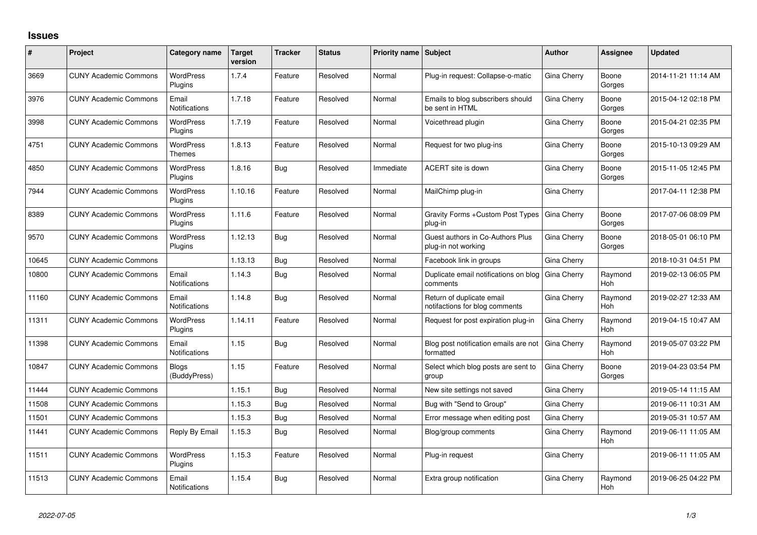# Issues

| # | Project | Category name | Target version | Tracker | Status | Priority name | Subject | Author | Assignee | Updated |
|---|---|---|---|---|---|---|---|---|---|---|
| 3669 | CUNY Academic Commons | WordPress Plugins | 1.7.4 | Feature | Resolved | Normal | Plug-in request: Collapse-o-matic | Gina Cherry | Boone Gorges | 2014-11-21 11:14 AM |
| 3976 | CUNY Academic Commons | Email Notifications | 1.7.18 | Feature | Resolved | Normal | Emails to blog subscribers should be sent in HTML | Gina Cherry | Boone Gorges | 2015-04-12 02:18 PM |
| 3998 | CUNY Academic Commons | WordPress Plugins | 1.7.19 | Feature | Resolved | Normal | Voicethread plugin | Gina Cherry | Boone Gorges | 2015-04-21 02:35 PM |
| 4751 | CUNY Academic Commons | WordPress Themes | 1.8.13 | Feature | Resolved | Normal | Request for two plug-ins | Gina Cherry | Boone Gorges | 2015-10-13 09:29 AM |
| 4850 | CUNY Academic Commons | WordPress Plugins | 1.8.16 | Bug | Resolved | Immediate | ACERT site is down | Gina Cherry | Boone Gorges | 2015-11-05 12:45 PM |
| 7944 | CUNY Academic Commons | WordPress Plugins | 1.10.16 | Feature | Resolved | Normal | MailChimp plug-in | Gina Cherry | | 2017-04-11 12:38 PM |
| 8389 | CUNY Academic Commons | WordPress Plugins | 1.11.6 | Feature | Resolved | Normal | Gravity Forms +Custom Post Types plug-in | Gina Cherry | Boone Gorges | 2017-07-06 08:09 PM |
| 9570 | CUNY Academic Commons | WordPress Plugins | 1.12.13 | Bug | Resolved | Normal | Guest authors in Co-Authors Plus plug-in not working | Gina Cherry | Boone Gorges | 2018-05-01 06:10 PM |
| 10645 | CUNY Academic Commons | | 1.13.13 | Bug | Resolved | Normal | Facebook link in groups | Gina Cherry | | 2018-10-31 04:51 PM |
| 10800 | CUNY Academic Commons | Email Notifications | 1.14.3 | Bug | Resolved | Normal | Duplicate email notifications on blog comments | Gina Cherry | Raymond Hoh | 2019-02-13 06:05 PM |
| 11160 | CUNY Academic Commons | Email Notifications | 1.14.8 | Bug | Resolved | Normal | Return of duplicate email notifactions for blog comments | Gina Cherry | Raymond Hoh | 2019-02-27 12:33 AM |
| 11311 | CUNY Academic Commons | WordPress Plugins | 1.14.11 | Feature | Resolved | Normal | Request for post expiration plug-in | Gina Cherry | Raymond Hoh | 2019-04-15 10:47 AM |
| 11398 | CUNY Academic Commons | Email Notifications | 1.15 | Bug | Resolved | Normal | Blog post notification emails are not formatted | Gina Cherry | Raymond Hoh | 2019-05-07 03:22 PM |
| 10847 | CUNY Academic Commons | Blogs (BuddyPress) | 1.15 | Feature | Resolved | Normal | Select which blog posts are sent to group | Gina Cherry | Boone Gorges | 2019-04-23 03:54 PM |
| 11444 | CUNY Academic Commons | | 1.15.1 | Bug | Resolved | Normal | New site settings not saved | Gina Cherry | | 2019-05-14 11:15 AM |
| 11508 | CUNY Academic Commons | | 1.15.3 | Bug | Resolved | Normal | Bug with "Send to Group" | Gina Cherry | | 2019-06-11 10:31 AM |
| 11501 | CUNY Academic Commons | | 1.15.3 | Bug | Resolved | Normal | Error message when editing post | Gina Cherry | | 2019-05-31 10:57 AM |
| 11441 | CUNY Academic Commons | Reply By Email | 1.15.3 | Bug | Resolved | Normal | Blog/group comments | Gina Cherry | Raymond Hoh | 2019-06-11 11:05 AM |
| 11511 | CUNY Academic Commons | WordPress Plugins | 1.15.3 | Feature | Resolved | Normal | Plug-in request | Gina Cherry | | 2019-06-11 11:05 AM |
| 11513 | CUNY Academic Commons | Email Notifications | 1.15.4 | Bug | Resolved | Normal | Extra group notification | Gina Cherry | Raymond Hoh | 2019-06-25 04:22 PM |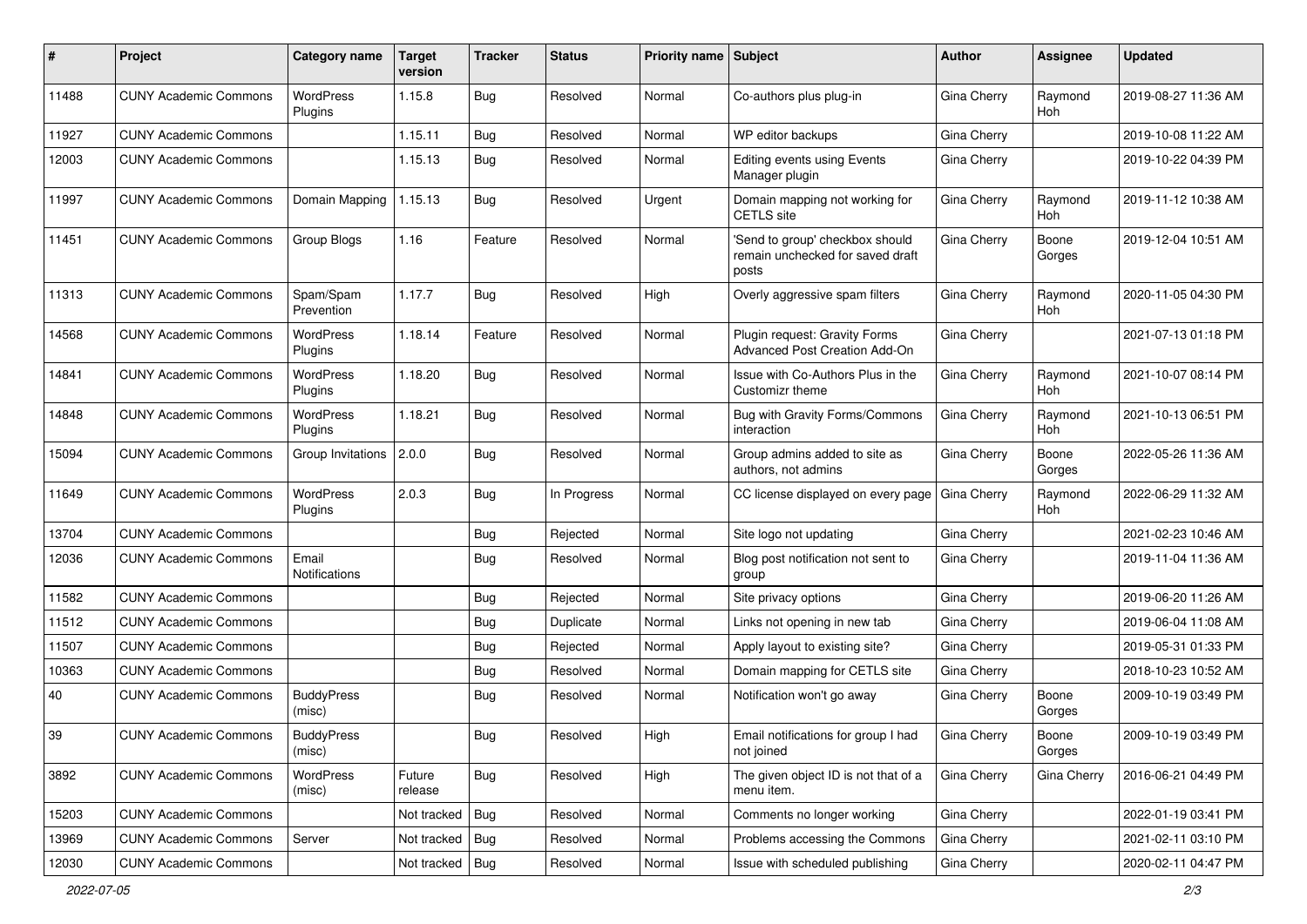| # | Project | Category name | Target version | Tracker | Status | Priority name | Subject | Author | Assignee | Updated |
|---|---|---|---|---|---|---|---|---|---|---|
| 11488 | CUNY Academic Commons | WordPress Plugins | 1.15.8 | Bug | Resolved | Normal | Co-authors plus plug-in | Gina Cherry | Raymond Hoh | 2019-08-27 11:36 AM |
| 11927 | CUNY Academic Commons | | 1.15.11 | Bug | Resolved | Normal | WP editor backups | Gina Cherry | | 2019-10-08 11:22 AM |
| 12003 | CUNY Academic Commons | | 1.15.13 | Bug | Resolved | Normal | Editing events using Events Manager plugin | Gina Cherry | | 2019-10-22 04:39 PM |
| 11997 | CUNY Academic Commons | Domain Mapping | 1.15.13 | Bug | Resolved | Urgent | Domain mapping not working for CETLS site | Gina Cherry | Raymond Hoh | 2019-11-12 10:38 AM |
| 11451 | CUNY Academic Commons | Group Blogs | 1.16 | Feature | Resolved | Normal | 'Send to group' checkbox should remain unchecked for saved draft posts | Gina Cherry | Boone Gorges | 2019-12-04 10:51 AM |
| 11313 | CUNY Academic Commons | Spam/Spam Prevention | 1.17.7 | Bug | Resolved | High | Overly aggressive spam filters | Gina Cherry | Raymond Hoh | 2020-11-05 04:30 PM |
| 14568 | CUNY Academic Commons | WordPress Plugins | 1.18.14 | Feature | Resolved | Normal | Plugin request: Gravity Forms Advanced Post Creation Add-On | Gina Cherry | | 2021-07-13 01:18 PM |
| 14841 | CUNY Academic Commons | WordPress Plugins | 1.18.20 | Bug | Resolved | Normal | Issue with Co-Authors Plus in the Customizr theme | Gina Cherry | Raymond Hoh | 2021-10-07 08:14 PM |
| 14848 | CUNY Academic Commons | WordPress Plugins | 1.18.21 | Bug | Resolved | Normal | Bug with Gravity Forms/Commons interaction | Gina Cherry | Raymond Hoh | 2021-10-13 06:51 PM |
| 15094 | CUNY Academic Commons | Group Invitations | 2.0.0 | Bug | Resolved | Normal | Group admins added to site as authors, not admins | Gina Cherry | Boone Gorges | 2022-05-26 11:36 AM |
| 11649 | CUNY Academic Commons | WordPress Plugins | 2.0.3 | Bug | In Progress | Normal | CC license displayed on every page | Gina Cherry | Raymond Hoh | 2022-06-29 11:32 AM |
| 13704 | CUNY Academic Commons | | | Bug | Rejected | Normal | Site logo not updating | Gina Cherry | | 2021-02-23 10:46 AM |
| 12036 | CUNY Academic Commons | Email Notifications | | Bug | Resolved | Normal | Blog post notification not sent to group | Gina Cherry | | 2019-11-04 11:36 AM |
| 11582 | CUNY Academic Commons | | | Bug | Rejected | Normal | Site privacy options | Gina Cherry | | 2019-06-20 11:26 AM |
| 11512 | CUNY Academic Commons | | | Bug | Duplicate | Normal | Links not opening in new tab | Gina Cherry | | 2019-06-04 11:08 AM |
| 11507 | CUNY Academic Commons | | | Bug | Rejected | Normal | Apply layout to existing site? | Gina Cherry | | 2019-05-31 01:33 PM |
| 10363 | CUNY Academic Commons | | | Bug | Resolved | Normal | Domain mapping for CETLS site | Gina Cherry | | 2018-10-23 10:52 AM |
| 40 | CUNY Academic Commons | BuddyPress (misc) | | Bug | Resolved | Normal | Notification won't go away | Gina Cherry | Boone Gorges | 2009-10-19 03:49 PM |
| 39 | CUNY Academic Commons | BuddyPress (misc) | | Bug | Resolved | High | Email notifications for group I had not joined | Gina Cherry | Boone Gorges | 2009-10-19 03:49 PM |
| 3892 | CUNY Academic Commons | WordPress (misc) | Future release | Bug | Resolved | High | The given object ID is not that of a menu item. | Gina Cherry | Gina Cherry | 2016-06-21 04:49 PM |
| 15203 | CUNY Academic Commons | | Not tracked | Bug | Resolved | Normal | Comments no longer working | Gina Cherry | | 2022-01-19 03:41 PM |
| 13969 | CUNY Academic Commons | Server | Not tracked | Bug | Resolved | Normal | Problems accessing the Commons | Gina Cherry | | 2021-02-11 03:10 PM |
| 12030 | CUNY Academic Commons | | Not tracked | Bug | Resolved | Normal | Issue with scheduled publishing | Gina Cherry | | 2020-02-11 04:47 PM |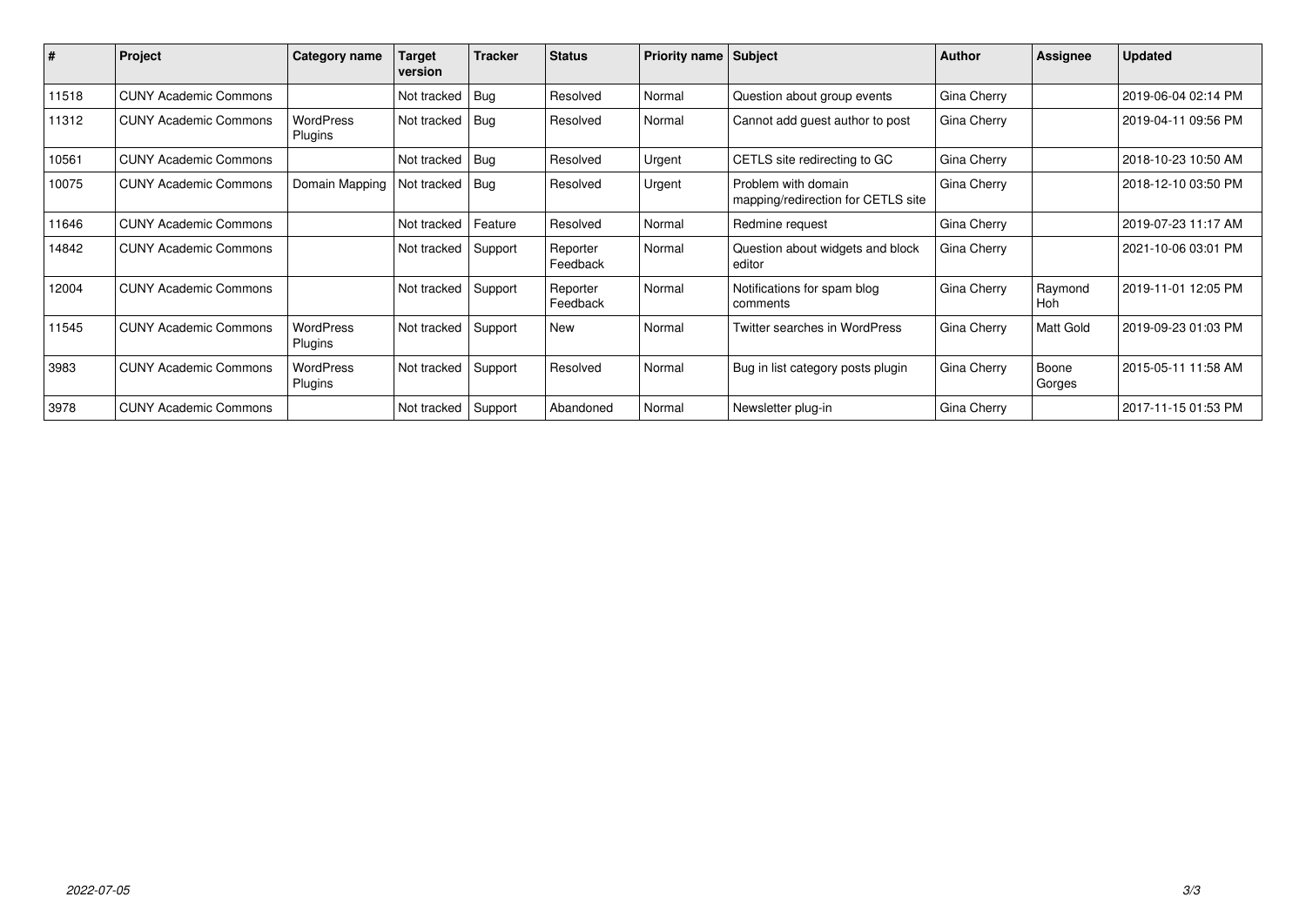| # | Project | Category name | Target version | Tracker | Status | Priority name | Subject | Author | Assignee | Updated |
|---|---|---|---|---|---|---|---|---|---|---|
| 11518 | CUNY Academic Commons | | Not tracked | Bug | Resolved | Normal | Question about group events | Gina Cherry | | 2019-06-04 02:14 PM |
| 11312 | CUNY Academic Commons | WordPress Plugins | Not tracked | Bug | Resolved | Normal | Cannot add guest author to post | Gina Cherry | | 2019-04-11 09:56 PM |
| 10561 | CUNY Academic Commons | | Not tracked | Bug | Resolved | Urgent | CETLS site redirecting to GC | Gina Cherry | | 2018-10-23 10:50 AM |
| 10075 | CUNY Academic Commons | Domain Mapping | Not tracked | Bug | Resolved | Urgent | Problem with domain mapping/redirection for CETLS site | Gina Cherry | | 2018-12-10 03:50 PM |
| 11646 | CUNY Academic Commons | | Not tracked | Feature | Resolved | Normal | Redmine request | Gina Cherry | | 2019-07-23 11:17 AM |
| 14842 | CUNY Academic Commons | | Not tracked | Support | Reporter Feedback | Normal | Question about widgets and block editor | Gina Cherry | | 2021-10-06 03:01 PM |
| 12004 | CUNY Academic Commons | | Not tracked | Support | Reporter Feedback | Normal | Notifications for spam blog comments | Gina Cherry | Raymond Hoh | 2019-11-01 12:05 PM |
| 11545 | CUNY Academic Commons | WordPress Plugins | Not tracked | Support | New | Normal | Twitter searches in WordPress | Gina Cherry | Matt Gold | 2019-09-23 01:03 PM |
| 3983 | CUNY Academic Commons | WordPress Plugins | Not tracked | Support | Resolved | Normal | Bug in list category posts plugin | Gina Cherry | Boone Gorges | 2015-05-11 11:58 AM |
| 3978 | CUNY Academic Commons | | Not tracked | Support | Abandoned | Normal | Newsletter plug-in | Gina Cherry | | 2017-11-15 01:53 PM |